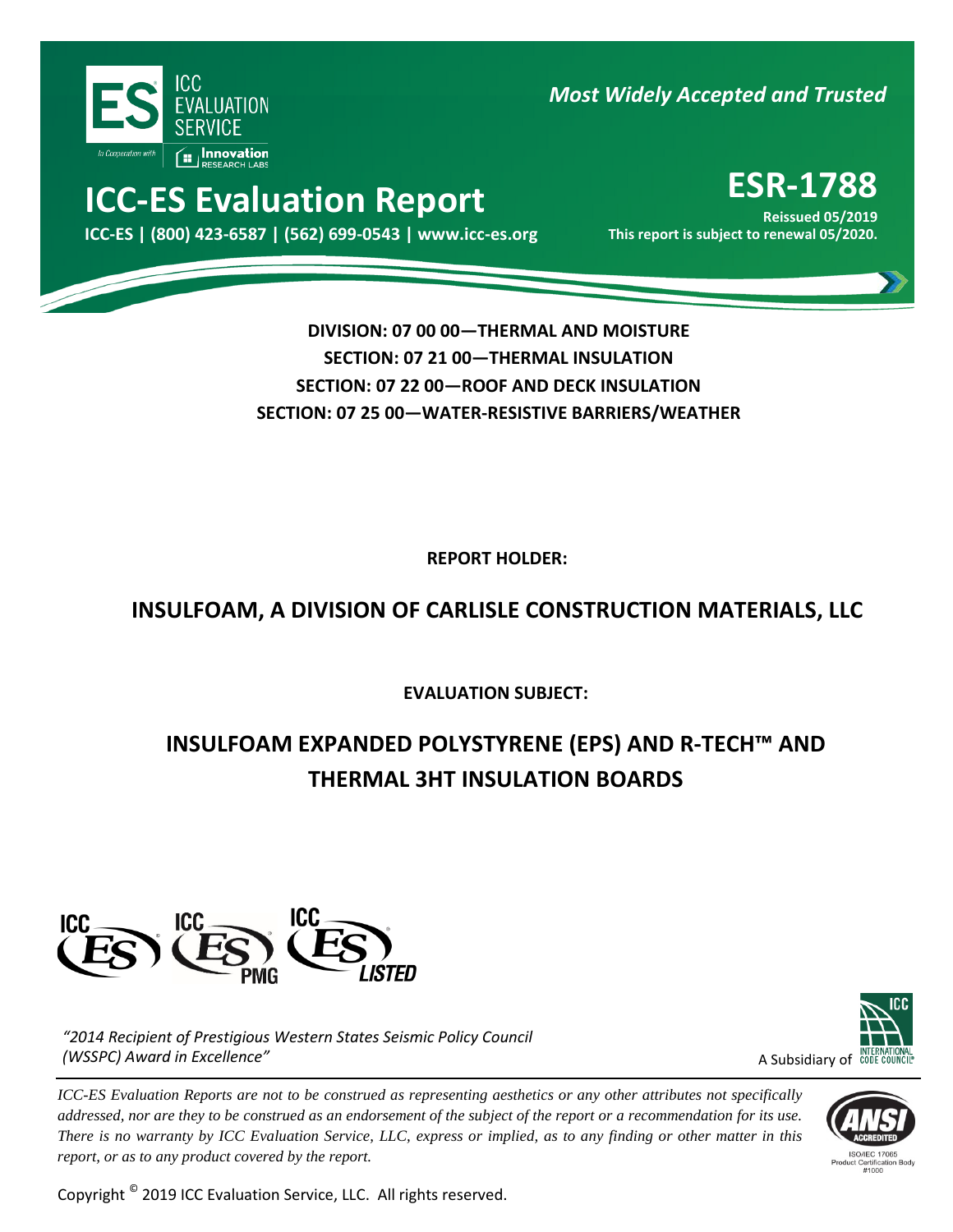ICC EVALUATION SERVICE

*Most Widely Accepted and Trusted*

# ICC-ES Evaluation Report

**ICC-ES | (800) 423-6587 | (562) 699-0543 | www.icc-es.org**

# ESR-1788

**Reissued 05/2019**

**This report is subject to renewal 05/2020.**

**DIVISION: 07 00 00—THERMAL AND MOISTURE**

**SECTION: 07 21 00—THERMAL INSULATION**

**SECTION: 07 22 00—ROOF AND DECK INSULATION**

**SECTION: 07 25 00—WATER-RESISTIVE BARRIERS/WEATHER**

**REPORT HOLDER:**

## INSULFOAM, A DIVISION OF CARLISLE CONSTRUCTION MATERIALS, LLC

**EVALUATION SUBJECT:**

## INSULFOAM EXPANDED POLYSTYRENE (EPS) AND R-TECH™ AND THERMAL 3HT INSULATION BOARDS

*"2014 Recipient of Prestigious Western States Seismic Policy Council (WSSPC) Award in Excellence"*

A Subsidiary of INTERNATIONAL CODE COUNCIL

*ICC-ES Evaluation Reports are not to be construed as representing aesthetics or any other attributes not specifically addressed, nor are they to be construed as an endorsement of the subject of the report or a recommendation for its use. There is no warranty by ICC Evaluation Service, LLC, express or implied, as to any finding or other matter in this report, or as to any product covered by the report.*

ISO/IEC 17065 Product Certification Body #1000

Copyright © 2019 ICC Evaluation Service, LLC. All rights reserved.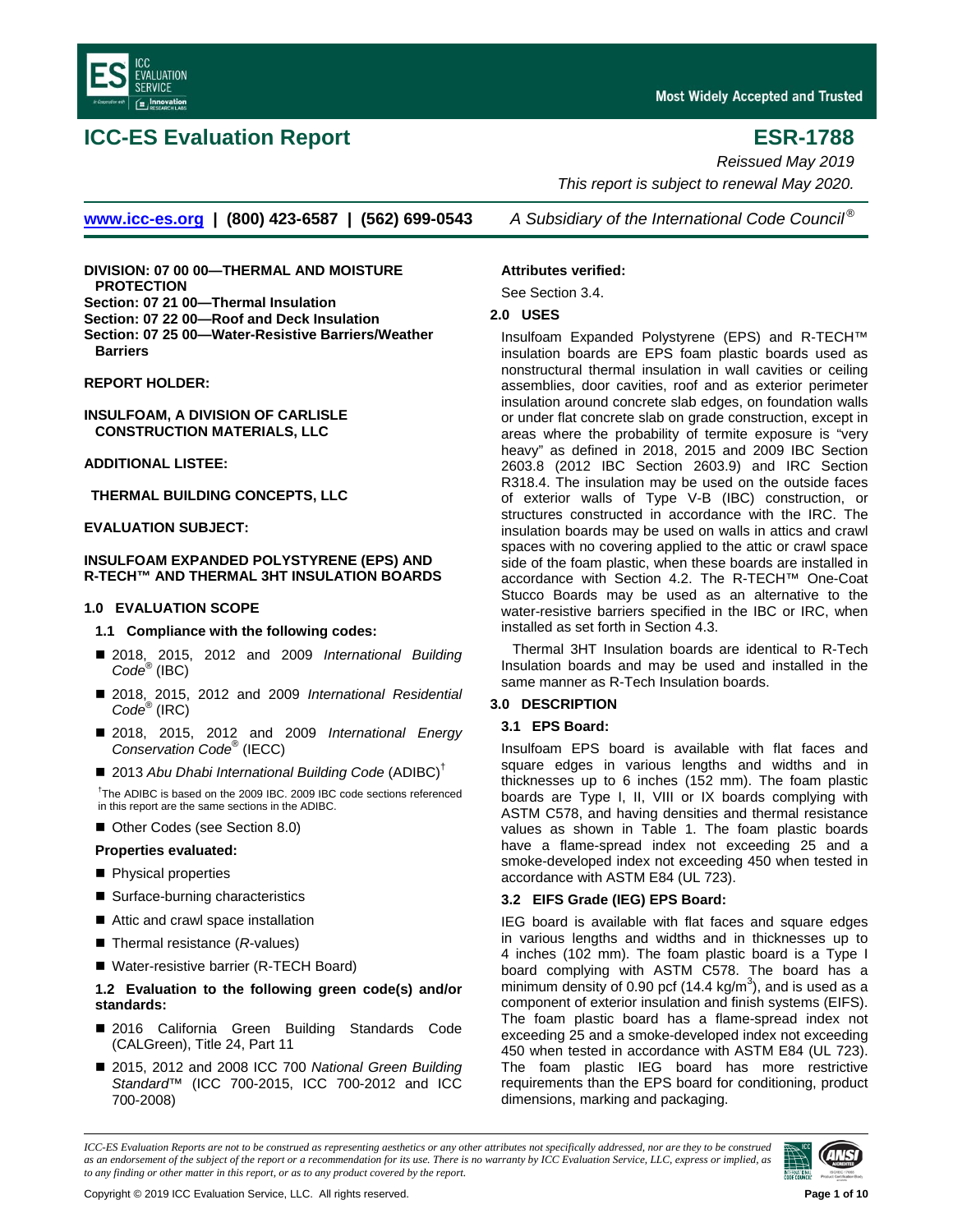# ICC-ES Evaluation Report

# ESR-1788

*Reissued May 2019*

*This report is subject to renewal May 2020.*

www.icc-es.org | (800) 423-6587 | (562) 699-0543 *A Subsidiary of the International Code Council®*

**DIVISION: 07 00 00—THERMAL AND MOISTURE PROTECTION**
**Section: 07 21 00—Thermal Insulation**
**Section: 07 22 00—Roof and Deck Insulation**
**Section: 07 25 00—Water-Resistive Barriers/Weather Barriers**

**REPORT HOLDER:**

**INSULFOAM, A DIVISION OF CARLISLE CONSTRUCTION MATERIALS, LLC**

**ADDITIONAL LISTEE:**

**THERMAL BUILDING CONCEPTS, LLC**

**EVALUATION SUBJECT:**

**INSULFOAM EXPANDED POLYSTYRENE (EPS) AND R-TECH™ AND THERMAL 3HT INSULATION BOARDS**

## 1.0 EVALUATION SCOPE

### 1.1 Compliance with the following codes:

- 2018, 2015, 2012 and 2009 *International Building Code®* (IBC)
- 2018, 2015, 2012 and 2009 *International Residential Code®* (IRC)
- 2018, 2015, 2012 and 2009 *International Energy Conservation Code®* (IECC)
- 2013 *Abu Dhabi International Building Code* (ADIBC)[†]

[†]The ADIBC is based on the 2009 IBC. 2009 IBC code sections referenced in this report are the same sections in the ADIBC.

- Other Codes (see Section 8.0)

**Properties evaluated:**

- Physical properties
- Surface-burning characteristics
- Attic and crawl space installation
- Thermal resistance (*R*-values)
- Water-resistive barrier (R-TECH Board)

### 1.2 Evaluation to the following green code(s) and/or standards:

- 2016 California Green Building Standards Code (CALGreen), Title 24, Part 11
- 2015, 2012 and 2008 ICC 700 *National Green Building Standard™* (ICC 700-2015, ICC 700-2012 and ICC 700-2008)

**Attributes verified:**

See Section 3.4.

## 2.0 USES

Insulfoam Expanded Polystyrene (EPS) and R-TECH™ insulation boards are EPS foam plastic boards used as nonstructural thermal insulation in wall cavities or ceiling assemblies, door cavities, roof and as exterior perimeter insulation around concrete slab edges, on foundation walls or under flat concrete slab on grade construction, except in areas where the probability of termite exposure is "very heavy" as defined in 2018, 2015 and 2009 IBC Section 2603.8 (2012 IBC Section 2603.9) and IRC Section R318.4. The insulation may be used on the outside faces of exterior walls of Type V-B (IBC) construction, or structures constructed in accordance with the IRC. The insulation boards may be used on walls in attics and crawl spaces with no covering applied to the attic or crawl space side of the foam plastic, when these boards are installed in accordance with Section 4.2. The R-TECH™ One-Coat Stucco Boards may be used as an alternative to the water-resistive barriers specified in the IBC or IRC, when installed as set forth in Section 4.3.

Thermal 3HT Insulation boards are identical to R-Tech Insulation boards and may be used and installed in the same manner as R-Tech Insulation boards.

## 3.0 DESCRIPTION

### 3.1 EPS Board:

Insulfoam EPS board is available with flat faces and square edges in various lengths and widths and in thicknesses up to 6 inches (152 mm). The foam plastic boards are Type I, II, VIII or IX boards complying with ASTM C578, and having densities and thermal resistance values as shown in Table 1. The foam plastic boards have a flame-spread index not exceeding 25 and a smoke-developed index not exceeding 450 when tested in accordance with ASTM E84 (UL 723).

### 3.2 EIFS Grade (IEG) EPS Board:

IEG board is available with flat faces and square edges in various lengths and widths and in thicknesses up to 4 inches (102 mm). The foam plastic board is a Type I board complying with ASTM C578. The board has a minimum density of 0.90 pcf (14.4 kg/m$^3$), and is used as a component of exterior insulation and finish systems (EIFS). The foam plastic board has a flame-spread index not exceeding 25 and a smoke-developed index not exceeding 450 when tested in accordance with ASTM E84 (UL 723). The foam plastic IEG board has more restrictive requirements than the EPS board for conditioning, product dimensions, marking and packaging.

*ICC-ES Evaluation Reports are not to be construed as representing aesthetics or any other attributes not specifically addressed, nor are they to be construed as an endorsement of the subject of the report or a recommendation for its use. There is no warranty by ICC Evaluation Service, LLC, express or implied, as to any finding or other matter in this report, or as to any product covered by the report.*

Copyright © 2019 ICC Evaluation Service, LLC. All rights reserved.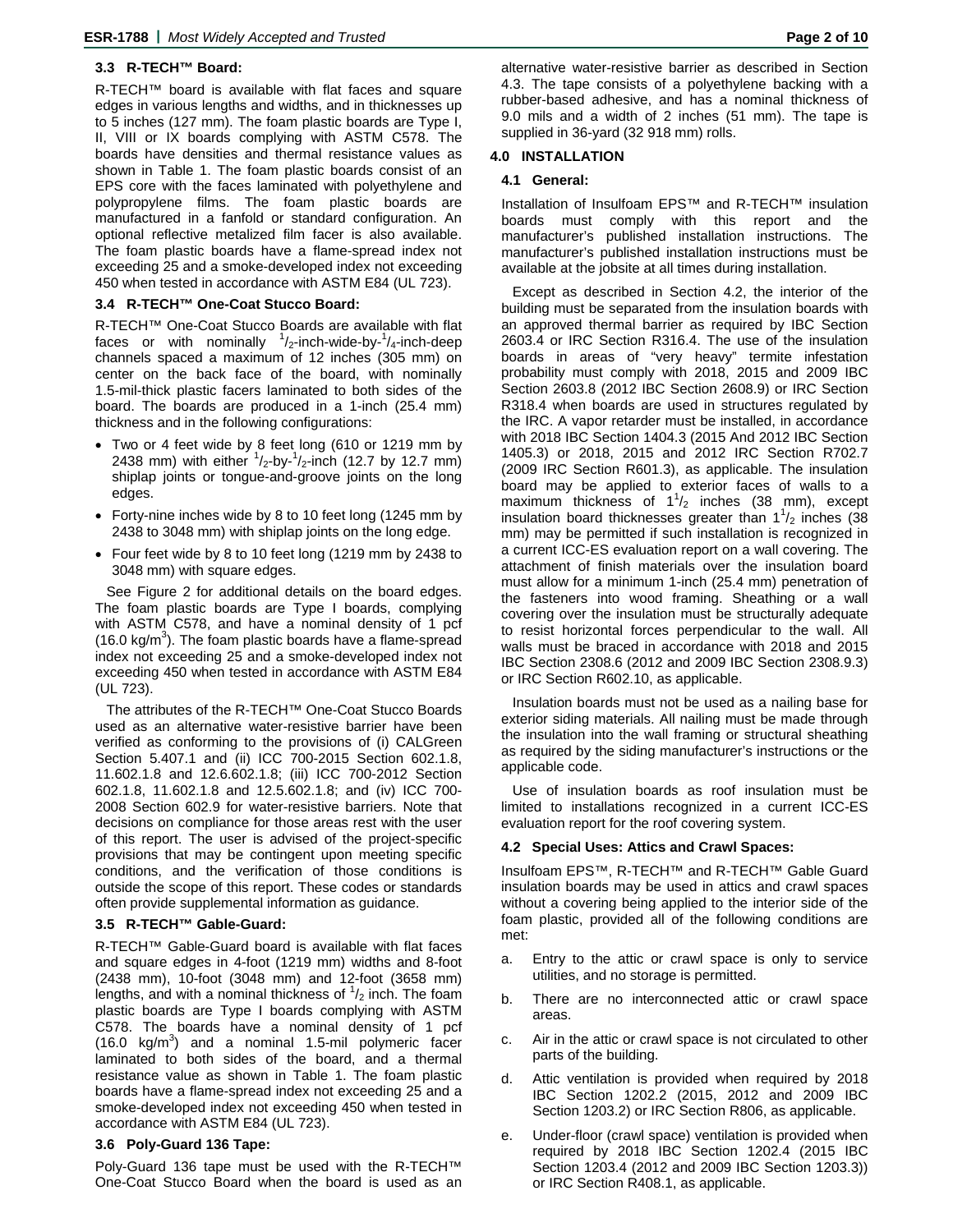### 3.3 R-TECH™ Board:

R-TECH™ board is available with flat faces and square edges in various lengths and widths, and in thicknesses up to 5 inches (127 mm). The foam plastic boards are Type I, II, VIII or IX boards complying with ASTM C578. The boards have densities and thermal resistance values as shown in Table 1. The foam plastic boards consist of an EPS core with the faces laminated with polyethylene and polypropylene films. The foam plastic boards are manufactured in a fanfold or standard configuration. An optional reflective metalized film facer is also available. The foam plastic boards have a flame-spread index not exceeding 25 and a smoke-developed index not exceeding 450 when tested in accordance with ASTM E84 (UL 723).

### 3.4 R-TECH™ One-Coat Stucco Board:

R-TECH™ One-Coat Stucco Boards are available with flat faces or with nominally $^1/_2$-inch-wide-by-$^1/_4$-inch-deep channels spaced a maximum of 12 inches (305 mm) on center on the back face of the board, with nominally 1.5-mil-thick plastic facers laminated to both sides of the board. The boards are produced in a 1-inch (25.4 mm) thickness and in the following configurations:

- Two or 4 feet wide by 8 feet long (610 or 1219 mm by 2438 mm) with either $^1/_2$-by-$^1/_2$-inch (12.7 by 12.7 mm) shiplap joints or tongue-and-groove joints on the long edges.
- Forty-nine inches wide by 8 to 10 feet long (1245 mm by 2438 to 3048 mm) with shiplap joints on the long edge.
- Four feet wide by 8 to 10 feet long (1219 mm by 2438 to 3048 mm) with square edges.

See Figure 2 for additional details on the board edges. The foam plastic boards are Type I boards, complying with ASTM C578, and have a nominal density of 1 pcf (16.0 kg/m$^3$). The foam plastic boards have a flame-spread index not exceeding 25 and a smoke-developed index not exceeding 450 when tested in accordance with ASTM E84 (UL 723).

The attributes of the R-TECH™ One-Coat Stucco Boards used as an alternative water-resistive barrier have been verified as conforming to the provisions of (i) CALGreen Section 5.407.1 and (ii) ICC 700-2015 Section 602.1.8, 11.602.1.8 and 12.6.602.1.8; (iii) ICC 700-2012 Section 602.1.8, 11.602.1.8 and 12.5.602.1.8; and (iv) ICC 700-2008 Section 602.9 for water-resistive barriers. Note that decisions on compliance for those areas rest with the user of this report. The user is advised of the project-specific provisions that may be contingent upon meeting specific conditions, and the verification of those conditions is outside the scope of this report. These codes or standards often provide supplemental information as guidance.

### 3.5 R-TECH™ Gable-Guard:

R-TECH™ Gable-Guard board is available with flat faces and square edges in 4-foot (1219 mm) widths and 8-foot (2438 mm), 10-foot (3048 mm) and 12-foot (3658 mm) lengths, and with a nominal thickness of $^1/_2$ inch. The foam plastic boards are Type I boards complying with ASTM C578. The boards have a nominal density of 1 pcf (16.0 kg/m$^3$) and a nominal 1.5-mil polymeric facer laminated to both sides of the board, and a thermal resistance value as shown in Table 1. The foam plastic boards have a flame-spread index not exceeding 25 and a smoke-developed index not exceeding 450 when tested in accordance with ASTM E84 (UL 723).

### 3.6 Poly-Guard 136 Tape:

Poly-Guard 136 tape must be used with the R-TECH™ One-Coat Stucco Board when the board is used as an alternative water-resistive barrier as described in Section 4.3. The tape consists of a polyethylene backing with a rubber-based adhesive, and has a nominal thickness of 9.0 mils and a width of 2 inches (51 mm). The tape is supplied in 36-yard (32 918 mm) rolls.

## 4.0 INSTALLATION

### 4.1 General:

Installation of Insulfoam EPS™ and R-TECH™ insulation boards must comply with this report and the manufacturer's published installation instructions. The manufacturer's published installation instructions must be available at the jobsite at all times during installation.

Except as described in Section 4.2, the interior of the building must be separated from the insulation boards with an approved thermal barrier as required by IBC Section 2603.4 or IRC Section R316.4. The use of the insulation boards in areas of "very heavy" termite infestation probability must comply with 2018, 2015 and 2009 IBC Section 2603.8 (2012 IBC Section 2608.9) or IRC Section R318.4 when boards are used in structures regulated by the IRC. A vapor retarder must be installed, in accordance with 2018 IBC Section 1404.3 (2015 And 2012 IBC Section 1405.3) or 2018, 2015 and 2012 IRC Section R702.7 (2009 IRC Section R601.3), as applicable. The insulation board may be applied to exterior faces of walls to a maximum thickness of $1^1/_2$ inches (38 mm), except insulation board thicknesses greater than $1^1/_2$ inches (38 mm) may be permitted if such installation is recognized in a current ICC-ES evaluation report on a wall covering. The attachment of finish materials over the insulation board must allow for a minimum 1-inch (25.4 mm) penetration of the fasteners into wood framing. Sheathing or a wall covering over the insulation must be structurally adequate to resist horizontal forces perpendicular to the wall. All walls must be braced in accordance with 2018 and 2015 IBC Section 2308.6 (2012 and 2009 IBC Section 2308.9.3) or IRC Section R602.10, as applicable.

Insulation boards must not be used as a nailing base for exterior siding materials. All nailing must be made through the insulation into the wall framing or structural sheathing as required by the siding manufacturer's instructions or the applicable code.

Use of insulation boards as roof insulation must be limited to installations recognized in a current ICC-ES evaluation report for the roof covering system.

### 4.2 Special Uses: Attics and Crawl Spaces:

Insulfoam EPS™, R-TECH™ and R-TECH™ Gable Guard insulation boards may be used in attics and crawl spaces without a covering being applied to the interior side of the foam plastic, provided all of the following conditions are met:

a. Entry to the attic or crawl space is only to service utilities, and no storage is permitted.

b. There are no interconnected attic or crawl space areas.

c. Air in the attic or crawl space is not circulated to other parts of the building.

d. Attic ventilation is provided when required by 2018 IBC Section 1202.2 (2015, 2012 and 2009 IBC Section 1203.2) or IRC Section R806, as applicable.

e. Under-floor (crawl space) ventilation is provided when required by 2018 IBC Section 1202.4 (2015 IBC Section 1203.4 (2012 and 2009 IBC Section 1203.3)) or IRC Section R408.1, as applicable.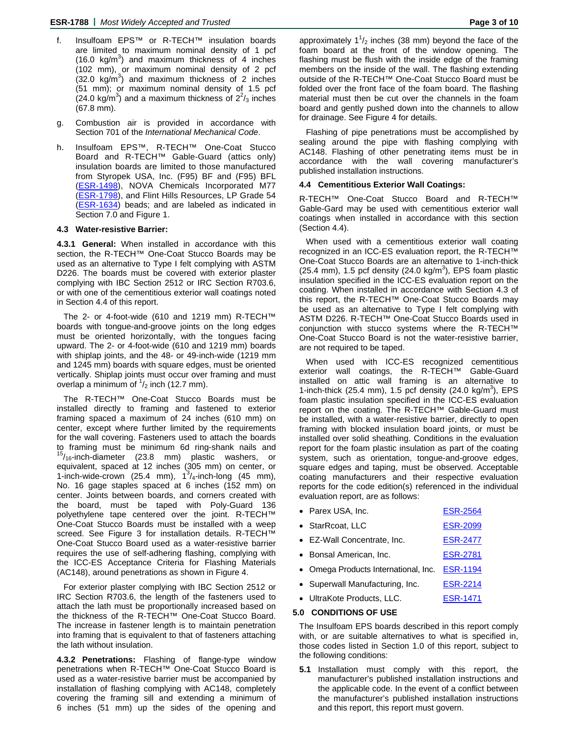f. Insulfoam EPS™ or R-TECH™ insulation boards are limited to maximum nominal density of 1 pcf (16.0 kg/m$^3$) and maximum thickness of 4 inches (102 mm), or maximum nominal density of 2 pcf (32.0 kg/m$^3$) and maximum thickness of 2 inches (51 mm); or maximum nominal density of 1.5 pcf (24.0 kg/m$^3$) and a maximum thickness of $2^2/_3$ inches (67.8 mm).

g. Combustion air is provided in accordance with Section 701 of the *International Mechanical Code*.

h. Insulfoam EPS™, R-TECH™ One-Coat Stucco Board and R-TECH™ Gable-Guard (attics only) insulation boards are limited to those manufactured from Styropek USA, Inc. (F95) BF and (F95) BFL (ESR-1498), NOVA Chemicals Incorporated M77 (ESR-1798), and Flint Hills Resources, LP Grade 54 (ESR-1634) beads; and are labeled as indicated in Section 7.0 and Figure 1.

### 4.3 Water-resistive Barrier:

**4.3.1 General:** When installed in accordance with this section, the R-TECH™ One-Coat Stucco Boards may be used as an alternative to Type I felt complying with ASTM D226. The boards must be covered with exterior plaster complying with IBC Section 2512 or IRC Section R703.6, or with one of the cementitious exterior wall coatings noted in Section 4.4 of this report.

The 2- or 4-foot-wide (610 and 1219 mm) R-TECH™ boards with tongue-and-groove joints on the long edges must be oriented horizontally, with the tongues facing upward. The 2- or 4-foot-wide (610 and 1219 mm) boards with shiplap joints, and the 48- or 49-inch-wide (1219 mm and 1245 mm) boards with square edges, must be oriented vertically. Shiplap joints must occur over framing and must overlap a minimum of $^1/_2$ inch (12.7 mm).

The R-TECH™ One-Coat Stucco Boards must be installed directly to framing and fastened to exterior framing spaced a maximum of 24 inches (610 mm) on center, except where further limited by the requirements for the wall covering. Fasteners used to attach the boards to framing must be minimum 6d ring-shank nails and $^{15}/_{16}$-inch-diameter (23.8 mm) plastic washers, or equivalent, spaced at 12 inches (305 mm) on center, or 1-inch-wide-crown (25.4 mm), $1^3/_4$-inch-long (45 mm), No. 16 gage staples spaced at 6 inches (152 mm) on center. Joints between boards, and corners created with the board, must be taped with Poly-Guard 136 polyethylene tape centered over the joint. R-TECH™ One-Coat Stucco Boards must be installed with a weep screed. See Figure 3 for installation details. R-TECH™ One-Coat Stucco Board used as a water-resistive barrier requires the use of self-adhering flashing, complying with the ICC-ES Acceptance Criteria for Flashing Materials (AC148), around penetrations as shown in Figure 4.

For exterior plaster complying with IBC Section 2512 or IRC Section R703.6, the length of the fasteners used to attach the lath must be proportionally increased based on the thickness of the R-TECH™ One-Coat Stucco Board. The increase in fastener length is to maintain penetration into framing that is equivalent to that of fasteners attaching the lath without insulation.

**4.3.2 Penetrations:** Flashing of flange-type window penetrations when R-TECH™ One-Coat Stucco Board is used as a water-resistive barrier must be accompanied by installation of flashing complying with AC148, completely covering the framing sill and extending a minimum of 6 inches (51 mm) up the sides of the opening and approximately $1^1/_2$ inches (38 mm) beyond the face of the foam board at the front of the window opening. The flashing must be flush with the inside edge of the framing members on the inside of the wall. The flashing extending outside of the R-TECH™ One-Coat Stucco Board must be folded over the front face of the foam board. The flashing material must then be cut over the channels in the foam board and gently pushed down into the channels to allow for drainage. See Figure 4 for details.

Flashing of pipe penetrations must be accomplished by sealing around the pipe with flashing complying with AC148. Flashing of other penetrating items must be in accordance with the wall covering manufacturer's published installation instructions.

### 4.4 Cementitious Exterior Wall Coatings:

R-TECH™ One-Coat Stucco Board and R-TECH™ Gable-Gard may be used with cementitious exterior wall coatings when installed in accordance with this section (Section 4.4).

When used with a cementitious exterior wall coating recognized in an ICC-ES evaluation report, the R-TECH™ One-Coat Stucco Boards are an alternative to 1-inch-thick (25.4 mm), 1.5 pcf density (24.0 kg/m$^3$), EPS foam plastic insulation specified in the ICC-ES evaluation report on the coating. When installed in accordance with Section 4.3 of this report, the R-TECH™ One-Coat Stucco Boards may be used as an alternative to Type I felt complying with ASTM D226. R-TECH™ One-Coat Stucco Boards used in conjunction with stucco systems where the R-TECH™ One-Coat Stucco Board is not the water-resistive barrier, are not required to be taped.

When used with ICC-ES recognized cementitious exterior wall coatings, the R-TECH™ Gable-Guard installed on attic wall framing is an alternative to 1-inch-thick (25.4 mm), 1.5 pcf density (24.0 kg/m$^3$), EPS foam plastic insulation specified in the ICC-ES evaluation report on the coating. The R-TECH™ Gable-Guard must be installed, with a water-resistive barrier, directly to open framing with blocked insulation board joints, or must be installed over solid sheathing. Conditions in the evaluation report for the foam plastic insulation as part of the coating system, such as orientation, tongue-and-groove edges, square edges and taping, must be observed. Acceptable coating manufacturers and their respective evaluation reports for the code edition(s) referenced in the individual evaluation report, are as follows:

- Parex USA, Inc. ESR-2564
- StarRcoat, LLC ESR-2099
- EZ-Wall Concentrate, Inc. ESR-2477
- Bonsal American, Inc. ESR-2781
- Omega Products International, Inc. ESR-1194
- Superwall Manufacturing, Inc. ESR-2214
- UltraKote Products, LLC. ESR-1471

## 5.0 CONDITIONS OF USE

The Insulfoam EPS boards described in this report comply with, or are suitable alternatives to what is specified in, those codes listed in Section 1.0 of this report, subject to the following conditions:

**5.1** Installation must comply with this report, the manufacturer's published installation instructions and the applicable code. In the event of a conflict between the manufacturer's published installation instructions and this report, this report must govern.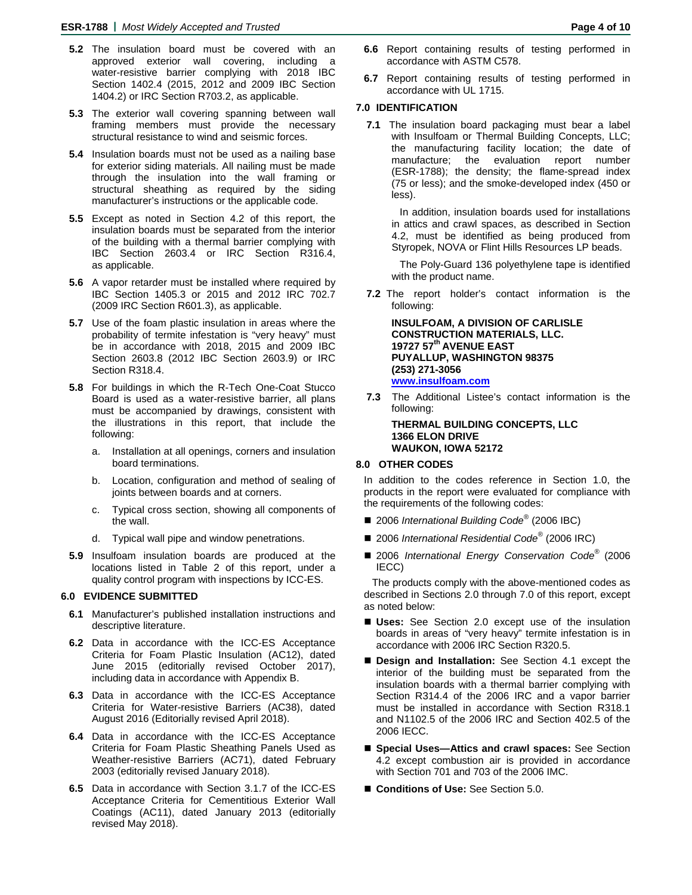**5.2** The insulation board must be covered with an approved exterior wall covering, including a water-resistive barrier complying with 2018 IBC Section 1402.4 (2015, 2012 and 2009 IBC Section 1404.2) or IRC Section R703.2, as applicable.

**5.3** The exterior wall covering spanning between wall framing members must provide the necessary structural resistance to wind and seismic forces.

**5.4** Insulation boards must not be used as a nailing base for exterior siding materials. All nailing must be made through the insulation into the wall framing or structural sheathing as required by the siding manufacturer's instructions or the applicable code.

**5.5** Except as noted in Section 4.2 of this report, the insulation boards must be separated from the interior of the building with a thermal barrier complying with IBC Section 2603.4 or IRC Section R316.4, as applicable.

**5.6** A vapor retarder must be installed where required by IBC Section 1405.3 or 2015 and 2012 IRC 702.7 (2009 IRC Section R601.3), as applicable.

**5.7** Use of the foam plastic insulation in areas where the probability of termite infestation is "very heavy" must be in accordance with 2018, 2015 and 2009 IBC Section 2603.8 (2012 IBC Section 2603.9) or IRC Section R318.4.

**5.8** For buildings in which the R-Tech One-Coat Stucco Board is used as a water-resistive barrier, all plans must be accompanied by drawings, consistent with the illustrations in this report, that include the following:

a. Installation at all openings, corners and insulation board terminations.

b. Location, configuration and method of sealing of joints between boards and at corners.

c. Typical cross section, showing all components of the wall.

d. Typical wall pipe and window penetrations.

**5.9** Insulfoam insulation boards are produced at the locations listed in Table 2 of this report, under a quality control program with inspections by ICC-ES.

## 6.0 EVIDENCE SUBMITTED

**6.1** Manufacturer's published installation instructions and descriptive literature.

**6.2** Data in accordance with the ICC-ES Acceptance Criteria for Foam Plastic Insulation (AC12), dated June 2015 (editorially revised October 2017), including data in accordance with Appendix B.

**6.3** Data in accordance with the ICC-ES Acceptance Criteria for Water-resistive Barriers (AC38), dated August 2016 (Editorially revised April 2018).

**6.4** Data in accordance with the ICC-ES Acceptance Criteria for Foam Plastic Sheathing Panels Used as Weather-resistive Barriers (AC71), dated February 2003 (editorially revised January 2018).

**6.5** Data in accordance with Section 3.1.7 of the ICC-ES Acceptance Criteria for Cementitious Exterior Wall Coatings (AC11), dated January 2013 (editorially revised May 2018).

**6.6** Report containing results of testing performed in accordance with ASTM C578.

**6.7** Report containing results of testing performed in accordance with UL 1715.

## 7.0 IDENTIFICATION

**7.1** The insulation board packaging must bear a label with Insulfoam or Thermal Building Concepts, LLC; the manufacturing facility location; the date of manufacture; the evaluation report number (ESR-1788); the density; the flame-spread index (75 or less); and the smoke-developed index (450 or less).

In addition, insulation boards used for installations in attics and crawl spaces, as described in Section 4.2, must be identified as being produced from Styropek, NOVA or Flint Hills Resources LP beads.

The Poly-Guard 136 polyethylene tape is identified with the product name.

**7.2** The report holder's contact information is the following:

**INSULFOAM, A DIVISION OF CARLISLE CONSTRUCTION MATERIALS, LLC.**
**19727 57th AVENUE EAST**
**PUYALLUP, WASHINGTON 98375**
**(253) 271-3056**
**www.insulfoam.com**

**7.3** The Additional Listee's contact information is the following:

**THERMAL BUILDING CONCEPTS, LLC**
**1366 ELON DRIVE**
**WAUKON, IOWA 52172**

## 8.0 OTHER CODES

In addition to the codes reference in Section 1.0, the products in the report were evaluated for compliance with the requirements of the following codes:

- 2006 *International Building Code*® (2006 IBC)
- 2006 *International Residential Code*® (2006 IRC)
- 2006 *International Energy Conservation Code*® (2006 IECC)

The products comply with the above-mentioned codes as described in Sections 2.0 through 7.0 of this report, except as noted below:

- **Uses:** See Section 2.0 except use of the insulation boards in areas of "very heavy" termite infestation is in accordance with 2006 IRC Section R320.5.
- **Design and Installation:** See Section 4.1 except the interior of the building must be separated from the insulation boards with a thermal barrier complying with Section R314.4 of the 2006 IRC and a vapor barrier must be installed in accordance with Section R318.1 and N1102.5 of the 2006 IRC and Section 402.5 of the 2006 IECC.
- **Special Uses—Attics and crawl spaces:** See Section 4.2 except combustion air is provided in accordance with Section 701 and 703 of the 2006 IMC.
- **Conditions of Use:** See Section 5.0.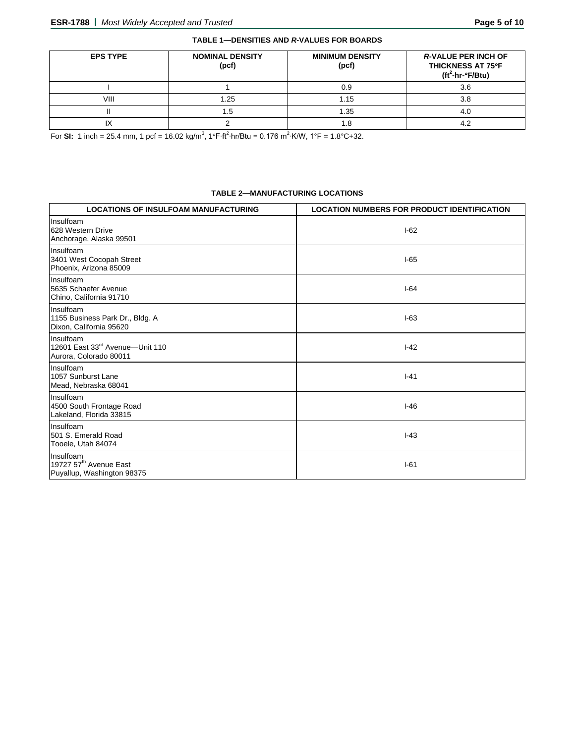**TABLE 1—DENSITIES AND *R*-VALUES FOR BOARDS**

| EPS TYPE | NOMINAL DENSITY (pcf) | MINIMUM DENSITY (pcf) | *R*-VALUE PER INCH OF THICKNESS AT 75°F ($ft^2$-hr-°F/Btu) |
|---|---|---|---|
| I | 1 | 0.9 | 3.6 |
| VIII | 1.25 | 1.15 | 3.8 |
| II | 1.5 | 1.35 | 4.0 |
| IX | 2 | 1.8 | 4.2 |

For **SI:** 1 inch = 25.4 mm, 1 pcf = 16.02 $kg/m^3$, 1°F·$ft^2$·hr/Btu = 0.176 $m^2$·K/W, 1°F = 1.8°C+32.

**TABLE 2—MANUFACTURING LOCATIONS**

| LOCATIONS OF INSULFOAM MANUFACTURING | LOCATION NUMBERS FOR PRODUCT IDENTIFICATION |
|---|---|
| Insulfoam<br>628 Western Drive<br>Anchorage, Alaska 99501 | I-62 |
| Insulfoam<br>3401 West Cocopah Street<br>Phoenix, Arizona 85009 | I-65 |
| Insulfoam<br>5635 Schaefer Avenue<br>Chino, California 91710 | I-64 |
| Insulfoam<br>1155 Business Park Dr., Bldg. A<br>Dixon, California 95620 | I-63 |
| Insulfoam<br>12601 East 33rd Avenue—Unit 110<br>Aurora, Colorado 80011 | I-42 |
| Insulfoam<br>1057 Sunburst Lane<br>Mead, Nebraska 68041 | I-41 |
| Insulfoam<br>4500 South Frontage Road<br>Lakeland, Florida 33815 | I-46 |
| Insulfoam<br>501 S. Emerald Road<br>Tooele, Utah 84074 | I-43 |
| Insulfoam<br>19727 57th Avenue East<br>Puyallup, Washington 98375 | I-61 |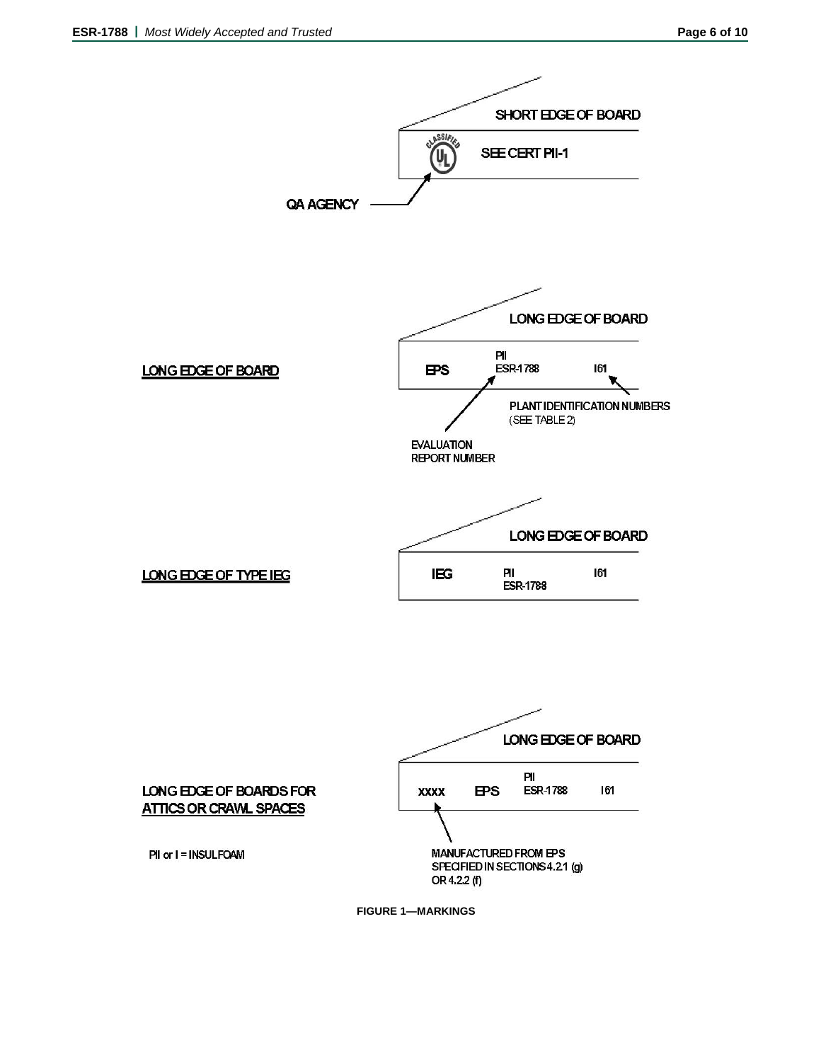SHORT EDGE OF BOARD

SEE CERT PII-1

QA AGENCY

LONG EDGE OF BOARD

EPS PII ESR-1788 I61

PLANT IDENTIFICATION NUMBERS (SEE TABLE 2)

EVALUATION REPORT NUMBER

LONG EDGE OF BOARD

LONG EDGE OF TYPE IEG

IEG PII ESR-1788 I61

LONG EDGE OF BOARD

LONG EDGE OF BOARDS FOR ATTICS OR CRAWL SPACES

XXXX EPS PII ESR-1788 I61

MANUFACTURED FROM EPS SPECIFIED IN SECTIONS 4.2.1 (g) OR 4.2.2 (f)

PII or I = INSULFOAM

**FIGURE 1—MARKINGS**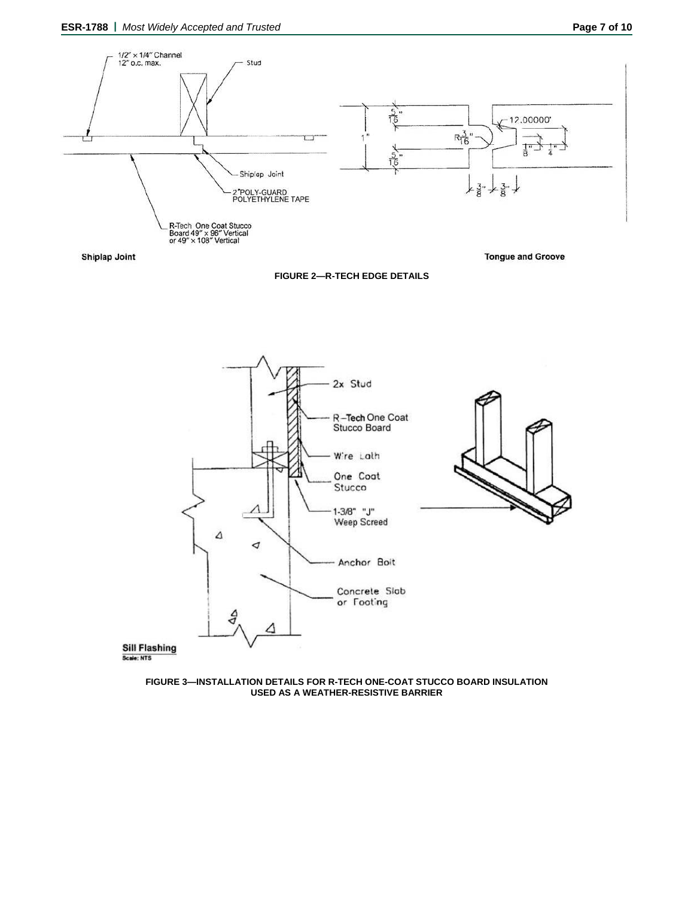1/2" × 1/4" Channel
12" o.c. max.

Stud

Shiplap Joint

2" POLY-GUARD
POLYETHYLENE TAPE

R-Tech One Coat Stucco
Board 49" × 96" Vertical
or 49" × 108" Vertical

**Shiplap Joint**

**Tongue and Groove**

**FIGURE 2—R-TECH EDGE DETAILS**

2x Stud

R-Tech One Coat
Stucco Board

Wire Lath

One Coat
Stucco

1-3/8" "J"
Weep Screed

Anchor Bolt

Concrete Slab
or Footing

**Sill Flashing**
Scale: NTS

**FIGURE 3—INSTALLATION DETAILS FOR R-TECH ONE-COAT STUCCO BOARD INSULATION USED AS A WEATHER-RESISTIVE BARRIER**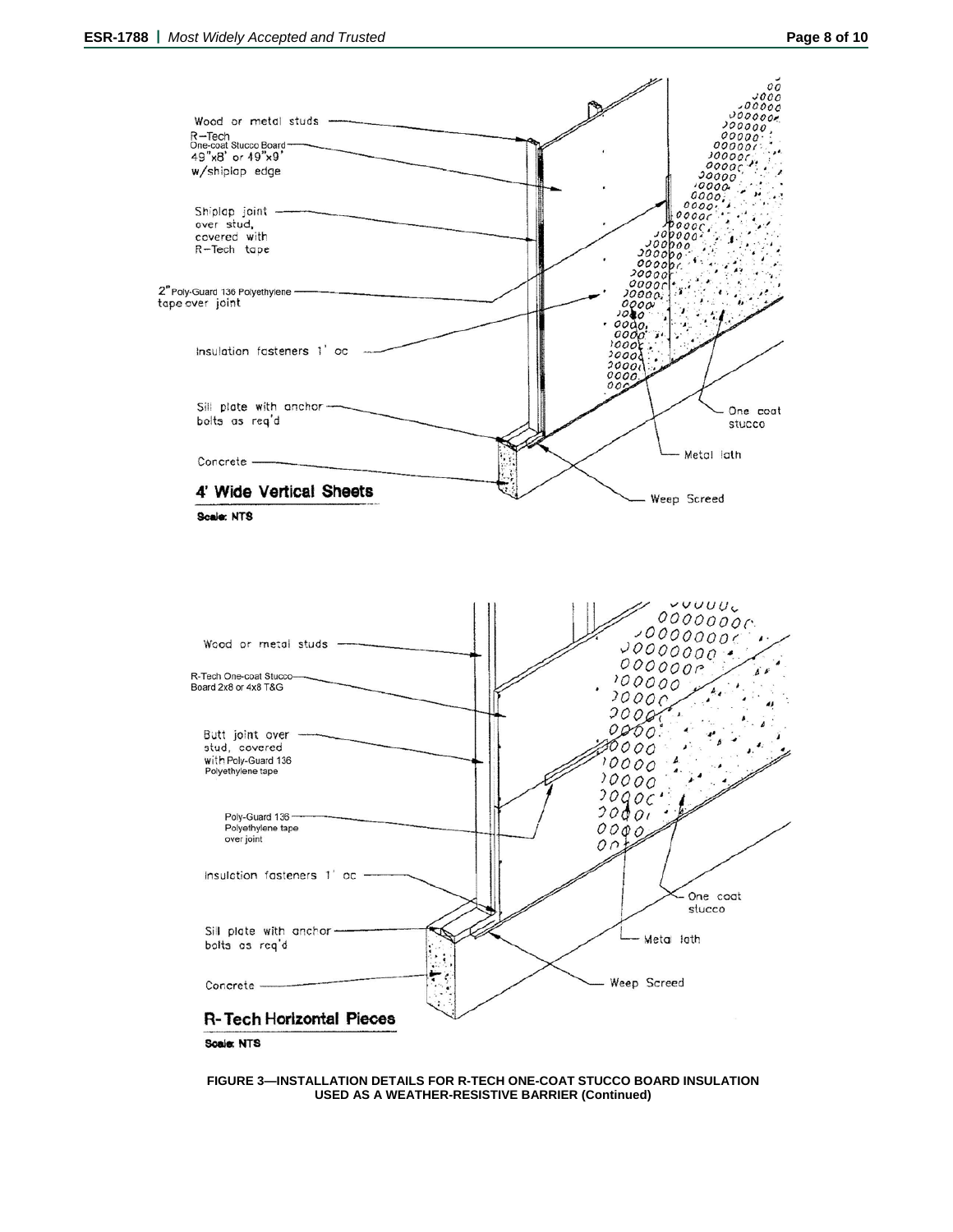Wood or metal studs

R–Tech One-coat Stucco Board 49"x8' or 49"x9' w/shiplap edge

Shiplap joint over stud, covered with R–Tech tape

2" Poly-Guard 136 Polyethylene tape over joint

Insulation fasteners 1' oc

Sill plate with anchor bolts as req'd

Concrete

One coat stucco

Metal lath

Weep Screed

**4' Wide Vertical Sheets**

**Scale: NTS**

Wood or metal studs

R-Tech One-coat Stucco Board 2x8 or 4x8 T&G

Butt joint over stud, covered with Poly-Guard 136 Polyethylene tape

Poly-Guard 136 Polyethylene tape over joint

Insulation fasteners 1' oc

Sill plate with anchor bolts as req'd

Concrete

One coat stucco

Metal lath

Weep Screed

**R-Tech Horizontal Pieces**

**Scale: NTS**

**FIGURE 3—INSTALLATION DETAILS FOR R-TECH ONE-COAT STUCCO BOARD INSULATION USED AS A WEATHER-RESISTIVE BARRIER (Continued)**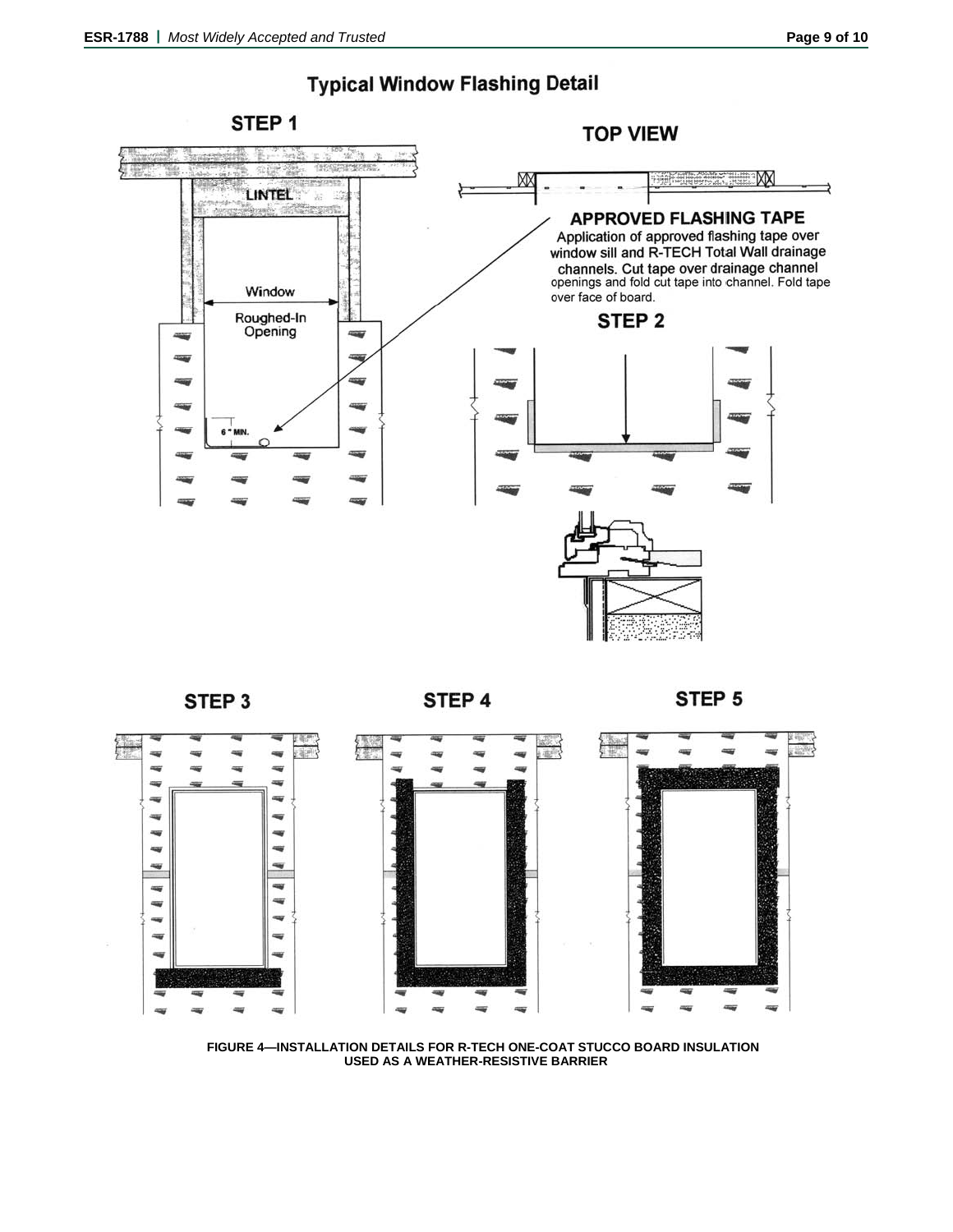# Typical Window Flashing Detail

**STEP 1**

LINTEL

Window

Roughed-In Opening

6" MIN.

**TOP VIEW**

**APPROVED FLASHING TAPE**

Application of approved flashing tape over window sill and R-TECH Total Wall drainage channels. Cut tape over drainage channel openings and fold cut tape into channel. Fold tape over face of board.

**STEP 2**

**STEP 3**

**STEP 4**

**STEP 5**

**FIGURE 4—INSTALLATION DETAILS FOR R-TECH ONE-COAT STUCCO BOARD INSULATION USED AS A WEATHER-RESISTIVE BARRIER**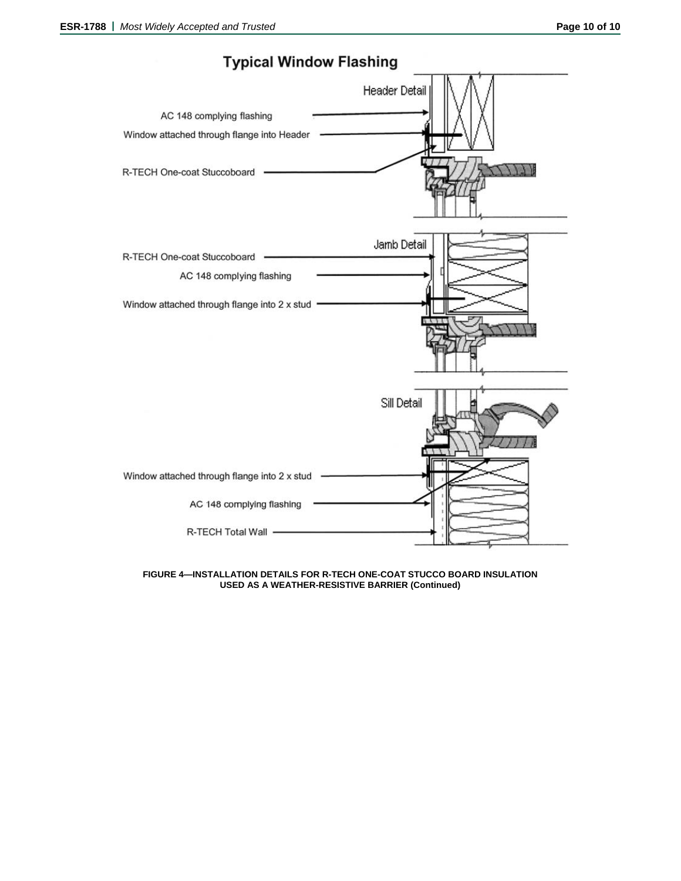## Typical Window Flashing

Header Detail

AC 148 complying flashing

Window attached through flange into Header

R-TECH One-coat Stuccoboard

Jamb Detail

R-TECH One-coat Stuccoboard

AC 148 complying flashing

Window attached through flange into 2 x stud

Sill Detail

Window attached through flange into 2 x stud

AC 148 complying flashing

R-TECH Total Wall

**FIGURE 4—INSTALLATION DETAILS FOR R-TECH ONE-COAT STUCCO BOARD INSULATION USED AS A WEATHER-RESISTIVE BARRIER (Continued)**